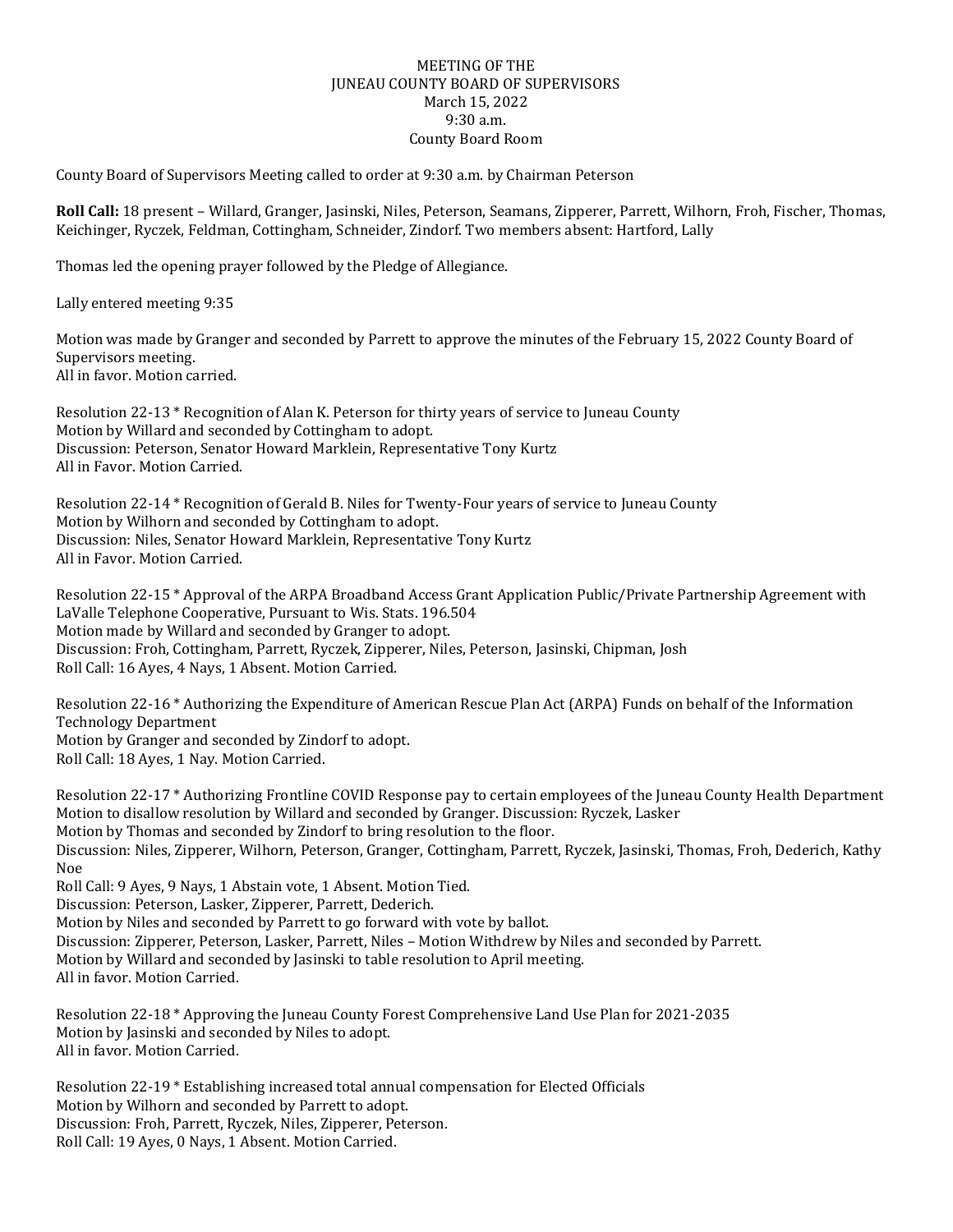MEETING OF THE
JUNEAU COUNTY BOARD OF SUPERVISORS
March 15, 2022
9:30 a.m.
County Board Room

County Board of Supervisors Meeting called to order at 9:30 a.m. by Chairman Peterson

**Roll Call:** 18 present – Willard, Granger, Jasinski, Niles, Peterson, Seamans, Zipperer, Parrett, Wilhorn, Froh, Fischer, Thomas, Keichinger, Ryczek, Feldman, Cottingham, Schneider, Zindorf. Two members absent: Hartford, Lally

Thomas led the opening prayer followed by the Pledge of Allegiance.

Lally entered meeting 9:35

Motion was made by Granger and seconded by Parrett to approve the minutes of the February 15, 2022 County Board of Supervisors meeting.
All in favor. Motion carried.

Resolution 22-13 * Recognition of Alan K. Peterson for thirty years of service to Juneau County
Motion by Willard and seconded by Cottingham to adopt.
Discussion: Peterson, Senator Howard Marklein, Representative Tony Kurtz
All in Favor. Motion Carried.

Resolution 22-14 * Recognition of Gerald B. Niles for Twenty-Four years of service to Juneau County
Motion by Wilhorn and seconded by Cottingham to adopt.
Discussion: Niles, Senator Howard Marklein, Representative Tony Kurtz
All in Favor. Motion Carried.

Resolution 22-15 * Approval of the ARPA Broadband Access Grant Application Public/Private Partnership Agreement with LaValle Telephone Cooperative, Pursuant to Wis. Stats. 196.504
Motion made by Willard and seconded by Granger to adopt.
Discussion: Froh, Cottingham, Parrett, Ryczek, Zipperer, Niles, Peterson, Jasinski, Chipman, Josh
Roll Call: 16 Ayes, 4 Nays, 1 Absent. Motion Carried.

Resolution 22-16 * Authorizing the Expenditure of American Rescue Plan Act (ARPA) Funds on behalf of the Information Technology Department
Motion by Granger and seconded by Zindorf to adopt.
Roll Call: 18 Ayes, 1 Nay. Motion Carried.

Resolution 22-17 * Authorizing Frontline COVID Response pay to certain employees of the Juneau County Health Department
Motion to disallow resolution by Willard and seconded by Granger. Discussion: Ryczek, Lasker
Motion by Thomas and seconded by Zindorf to bring resolution to the floor.
Discussion: Niles, Zipperer, Wilhorn, Peterson, Granger, Cottingham, Parrett, Ryczek, Jasinski, Thomas, Froh, Dederich, Kathy Noe
Roll Call: 9 Ayes, 9 Nays, 1 Abstain vote, 1 Absent. Motion Tied.
Discussion: Peterson, Lasker, Zipperer, Parrett, Dederich.
Motion by Niles and seconded by Parrett to go forward with vote by ballot.
Discussion: Zipperer, Peterson, Lasker, Parrett, Niles – Motion Withdrew by Niles and seconded by Parrett.
Motion by Willard and seconded by Jasinski to table resolution to April meeting.
All in favor. Motion Carried.

Resolution 22-18 * Approving the Juneau County Forest Comprehensive Land Use Plan for 2021-2035
Motion by Jasinski and seconded by Niles to adopt.
All in favor. Motion Carried.

Resolution 22-19 * Establishing increased total annual compensation for Elected Officials
Motion by Wilhorn and seconded by Parrett to adopt.
Discussion: Froh, Parrett, Ryczek, Niles, Zipperer, Peterson.
Roll Call: 19 Ayes, 0 Nays, 1 Absent. Motion Carried.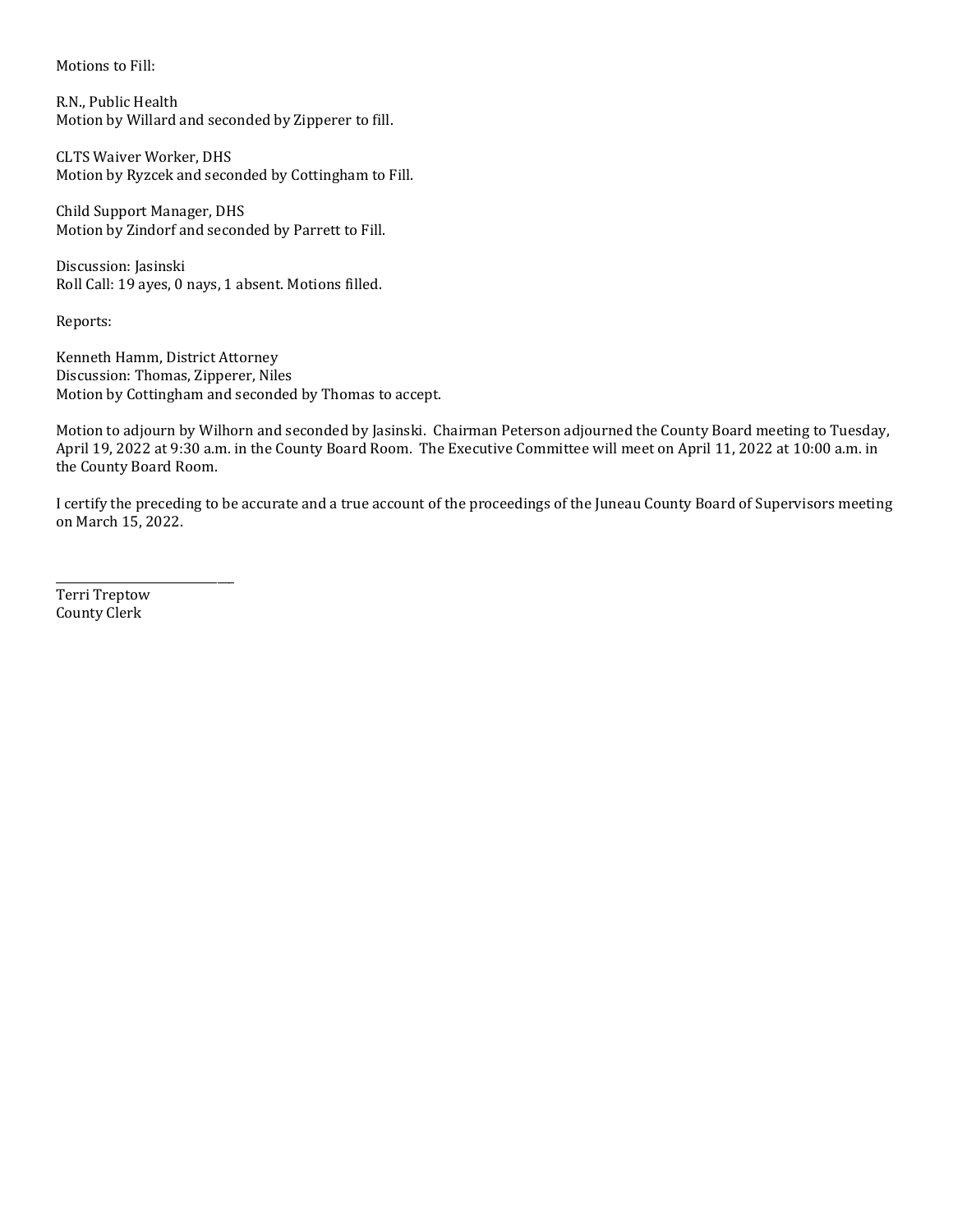Motions to Fill:

R.N., Public Health
Motion by Willard and seconded by Zipperer to fill.

CLTS Waiver Worker, DHS
Motion by Ryzcek and seconded by Cottingham to Fill.

Child Support Manager, DHS
Motion by Zindorf and seconded by Parrett to Fill.

Discussion: Jasinski
Roll Call: 19 ayes, 0 nays, 1 absent. Motions filled.

Reports:

Kenneth Hamm, District Attorney
Discussion: Thomas, Zipperer, Niles
Motion by Cottingham and seconded by Thomas to accept.

Motion to adjourn by Wilhorn and seconded by Jasinski. Chairman Peterson adjourned the County Board meeting to Tuesday, April 19, 2022 at 9:30 a.m. in the County Board Room. The Executive Committee will meet on April 11, 2022 at 10:00 a.m. in the County Board Room.

I certify the preceding to be accurate and a true account of the proceedings of the Juneau County Board of Supervisors meeting on March 15, 2022.

____________________________

Terri Treptow
County Clerk